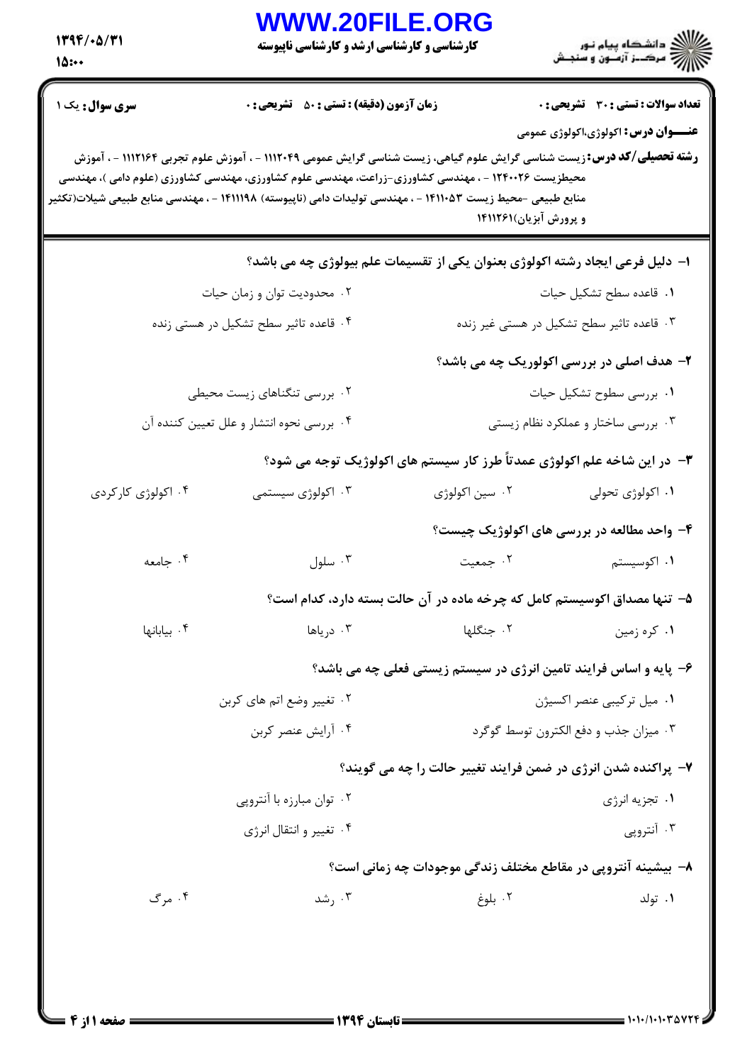**کارشناسی و کارشناسی ارشد و کارشناسی ناپیوسته**

**تعداد سوالات: تستی: ۳۰ تشریحی: ۰** | **زمان آزمون (دقیقه): تستی: ۵۰ تشریحی: ۰** | **سری سوال: یک ۱**

**عنـــوان درس:** اکولوژی،اکولوژی عمومی

**رشته تحصیلی/کد درس:** زیست شناسی گرایش علوم گیاهی، زیست شناسی گرایش عمومی ۱۱۱۲۰۴۹ - ، آموزش علوم تجربی ۱۱۱۲۱۶۴ - ، آموزش محیطزیست ۱۲۴۰۰۲۶ - ، مهندسی کشاورزی-زراعت، مهندسی علوم کشاورزی، مهندسی کشاورزی (علوم دامی )، مهندسی منابع طبیعی -محیط زیست ۱۴۱۱۰۵۳ - ، مهندسی تولیدات دامی (ناپیوسته) ۱۴۱۱۱۹۸ - ، مهندسی منابع طبیعی شیلات(تکثیر و پرورش آبزیان)۱۴۱۱۲۶۱

۱- دلیل فرعی ایجاد رشته اکولوژی بعنوان یکی از تقسیمات علم بیولوژی چه می باشد؟

۱. قاعده سطح تشکیل حیات
۲. محدودیت توان و زمان حیات
۳. قاعده تاثیر سطح تشکیل در هستی غیر زنده
۴. قاعده تاثیر سطح تشکیل در هستی زنده

۲- هدف اصلی در بررسی اکولوریک چه می باشد؟

۱. بررسی سطوح تشکیل حیات
۲. بررسی تنگناهای زیست محیطی
۳. بررسی ساختار و عملکرد نظام زیستی
۴. بررسی نحوه انتشار و علل تعیین کننده آن

۳- در این شاخه علم اکولوژی عمدتاً طرز کار سیستم های اکولوژیک توجه می شود؟

۱. اکولوژی تحولی
۲. سین اکولوژی
۳. اکولوژی سیستمی
۴. اکولوژی کارکردی

۴- واحد مطالعه در بررسی های اکولوژیک چیست؟

۱. اکوسیستم
۲. جمعیت
۳. سلول
۴. جامعه

۵- تنها مصداق اکوسیستم کامل که چرخه ماده در آن حالت بسته دارد، کدام است؟

۱. کره زمین
۲. جنگلها
۳. دریاها
۴. بیابانها

۶- پایه و اساس فرایند تامین انرژی در سیستم زیستی فعلی چه می باشد؟

۱. میل ترکیبی عنصر اکسیژن
۲. تغییر وضع اتم های کربن
۳. میزان جذب و دفع الکترون توسط گوگرد
۴. آرایش عنصر کربن

۷- پراکنده شدن انرژی در ضمن فرایند تغییر حالت را چه می گویند؟

۱. تجزیه انرژی
۲. توان مبارزه با آنتروپی
۳. آنتروپی
۴. تغییر و انتقال انرژی

۸- بیشینه آنتروپی در مقاطع مختلف زندگی موجودات چه زمانی است؟

۱. تولد
۲. بلوغ
۳. رشد
۴. مرگ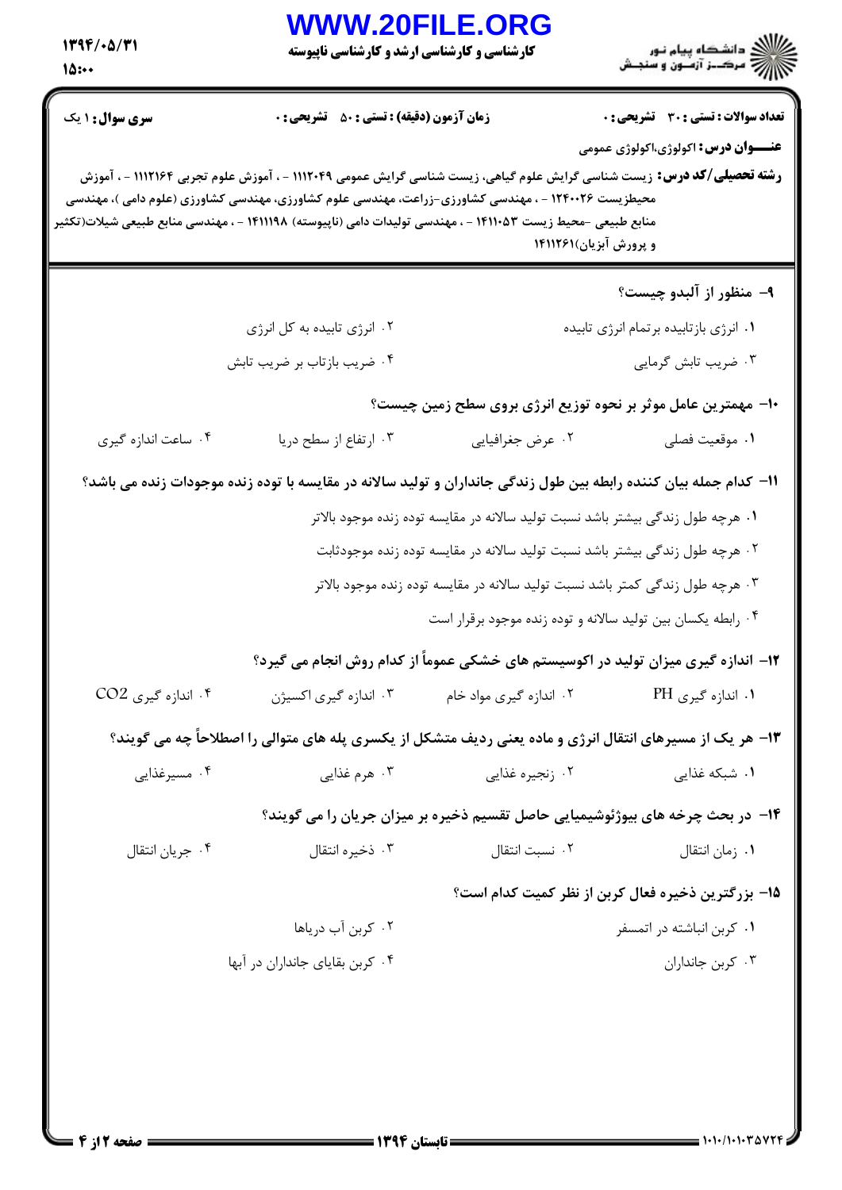**سری سوال:** ۱ یک

**زمان آزمون (دقیقه) : تستی : ۵۰ تشریحی : ۰**

**تعداد سوالات : تستی : ۳۰ تشریحی : ۰**

**عنـــوان درس:** اکولوژی،اکولوژی عمومی

**رشته تحصیلی/کد درس:** زیست شناسی گرایش علوم گیاهی، زیست شناسی گرایش عمومی ۱۱۱۲۰۴۹ - ، آموزش علوم تجربی ۱۱۱۲۱۶۴ - ، آموزش محیطزیست ۱۲۴۰۰۲۶ - ، مهندسی کشاورزی-زراعت، مهندسی علوم کشاورزی، مهندسی کشاورزی (علوم دامی )، مهندسی منابع طبیعی -محیط زیست ۱۴۱۱۰۵۳ - ، مهندسی تولیدات دامی (ناپیوسته) ۱۴۱۱۱۹۸ - ، مهندسی منابع طبیعی شیلات(تکثیر و پرورش آبزیان)۱۴۱۱۲۶۱

۹- منظور از آلبدو چیست؟

۱. انرژی بازتابیده برتمام انرژی تابیده

۲. انرژی تابیده به کل انرژی

۳. ضریب تابش گرمایی

۴. ضریب بازتاب بر ضریب تابش

۱۰- مهمترین عامل موثر بر نحوه توزیع انرژی بروی سطح زمین چیست؟

۱. موقعیت فصلی

۲. عرض جغرافیایی

۳. ارتفاع از سطح دریا

۴. ساعت اندازه گیری

۱۱- کدام جمله بیان کننده رابطه بین طول زندگی جانداران و تولید سالانه در مقایسه با توده زنده موجودات زنده می باشد؟

۱. هرچه طول زندگی بیشتر باشد نسبت تولید سالانه در مقایسه توده زنده موجود بالاتر

۲. هرچه طول زندگی بیشتر باشد نسبت تولید سالانه در مقایسه توده زنده موجودثابت

۳. هرچه طول زندگی کمتر باشد نسبت تولید سالانه در مقایسه توده زنده موجود بالاتر

۴. رابطه یکسان بین تولید سالانه و توده زنده موجود برقرار است

۱۲- اندازه گیری میزان تولید در اکوسیستم های خشکی عموماً از کدام روش انجام می گیرد؟

۱. اندازه گیری PH

۲. اندازه گیری مواد خام

۳. اندازه گیری اکسیژن

۴. اندازه گیری $CO_2$

۱۳- هر یک از مسیرهای انتقال انرژی و ماده یعنی ردیف متشکل از یکسری پله های متوالی را اصطلاحاً چه می گویند؟

۱. شبکه غذایی

۲. زنجیره غذایی

۳. هرم غذایی

۴. مسیرغذایی

۱۴- در بحث چرخه های بیوژئوشیمیایی حاصل تقسیم ذخیره بر میزان جریان را می گویند؟

۱. زمان انتقال

۲. نسبت انتقال

۳. ذخیره انتقال

۴. جریان انتقال

۱۵- بزرگترین ذخیره فعال کربن از نظر کمیت کدام است؟

۱. کربن انباشته در اتمسفر

۲. کربن آب دریاها

۳. کربن جانداران

۴. کربن بقایای جانداران در آبها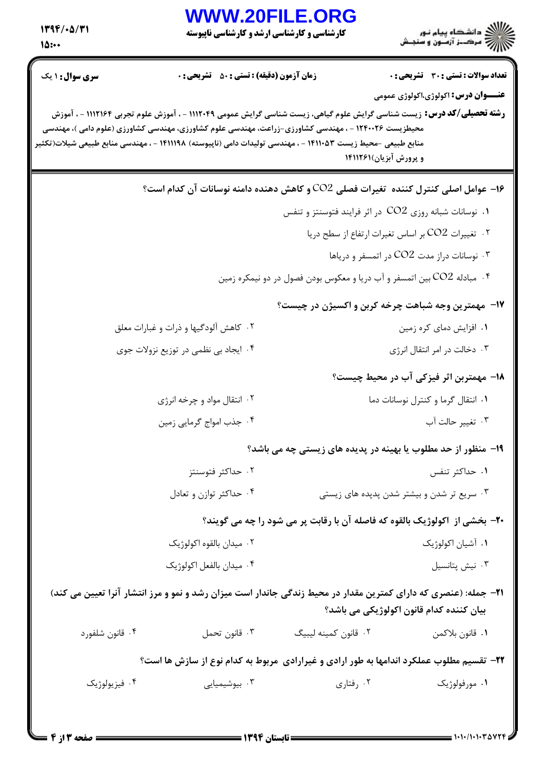**سری سوال:** ۱ یک

**زمان آزمون (دقیقه) : تستی : ۵۰ تشریحی : ۰**

**تعداد سوالات : تستی : ۳۰ تشریحی : ۰**

**عنـــوان درس:** اکولوژی،اکولوژی عمومی

**رشته تحصیلی/کد درس:** زیست شناسی گرایش علوم گیاهی، زیست شناسی گرایش عمومی ۱۱۱۲۰۴۹ - ، آموزش علوم تجربی ۱۱۱۲۱۶۴ - ، آموزش محیطزیست ۱۲۴۰۰۲۶ - ، مهندسی کشاورزی-زراعت، مهندسی علوم کشاورزی، مهندسی کشاورزی (علوم دامی )، مهندسی منابع طبیعی -محیط زیست ۱۴۱۱۰۵۳ - ، مهندسی تولیدات دامی (ناپیوسته) ۱۴۱۱۱۹۸ - ، مهندسی منابع طبیعی شیلات(تکثیر و پرورش آبزیان)۱۴۱۱۲۶۱

**۱۶- عوامل اصلی کنترل کننده تغیرات فصلی $CO_2$ و کاهش دهنده دامنه نوسانات آن کدام است؟**

۱. نوسانات شبانه روزی $CO_2$ در اثر فرایند فتوسنتز و تنفس

۲. تغییرات $CO_2$ بر اساس تغیرات ارتفاع از سطح دریا

۳. نوسانات دراز مدت $CO_2$ در اتمسفر و دریاها

۴. مبادله $CO_2$ بین اتمسفر و آب دریا و معکوس بودن فصول در دو نیمکره زمین

**۱۷- مهمترین وجه شباهت چرخه کربن و اکسیژن در چیست؟**

۱. افزایش دمای کره زمین

۲. کاهش آلودگیها و ذرات و غبارات معلق

۳. دخالت در امر انتقال انرژی

۴. ایجاد بی نظمی در توزیع نزولات جوی

**۱۸- مهمترین اثر فیزکی آب در محیط چیست؟**

۱. انتقال گرما و کنترل نوسانات دما

۲. انتقال مواد و چرخه انرژی

۳. تغییر حالت آب

۴. جذب امواج گرمایی زمین

**۱۹- منظور از حد مطلوب یا بهینه در پدیده های زیستی چه می باشد؟**

۱. حداکثر تنفس

۲. حداکثر فتوسنتز

۳. سریع تر شدن و بیشتر شدن پدیده های زیستی

۴. حداکثر توازن و تعادل

**۲۰- بخشی از اکولوژیک بالقوه که فاصله آن با رقابت پر می شود را چه می گویند؟**

۱. آشیان اکولوژیک

۲. میدان بالقوه اکولوژیک

۳. نیش پتانسیل

۴. میدان بالفعل اکولوژیک

**۲۱- جمله: (عنصری که دارای کمترین مقدار در محیط زندگی جاندار است میزان رشد و نمو و مرز انتشار آنرا تعیین می کند) بیان کننده کدام قانون اکولوژیکی می باشد؟**

۱. قانون بلاکمن

۲. قانون کمینه لیبیگ

۳. قانون تحمل

۴. قانون شلفورد

**۲۲- تقسیم مطلوب عملکرد اندامها به طور ارادی و غیرارادی مربوط به کدام نوع از سازش ها است؟**

۱. مورفولوژیک

۲. رفتاری

۳. بیوشیمیایی

۴. فیزیولوژیک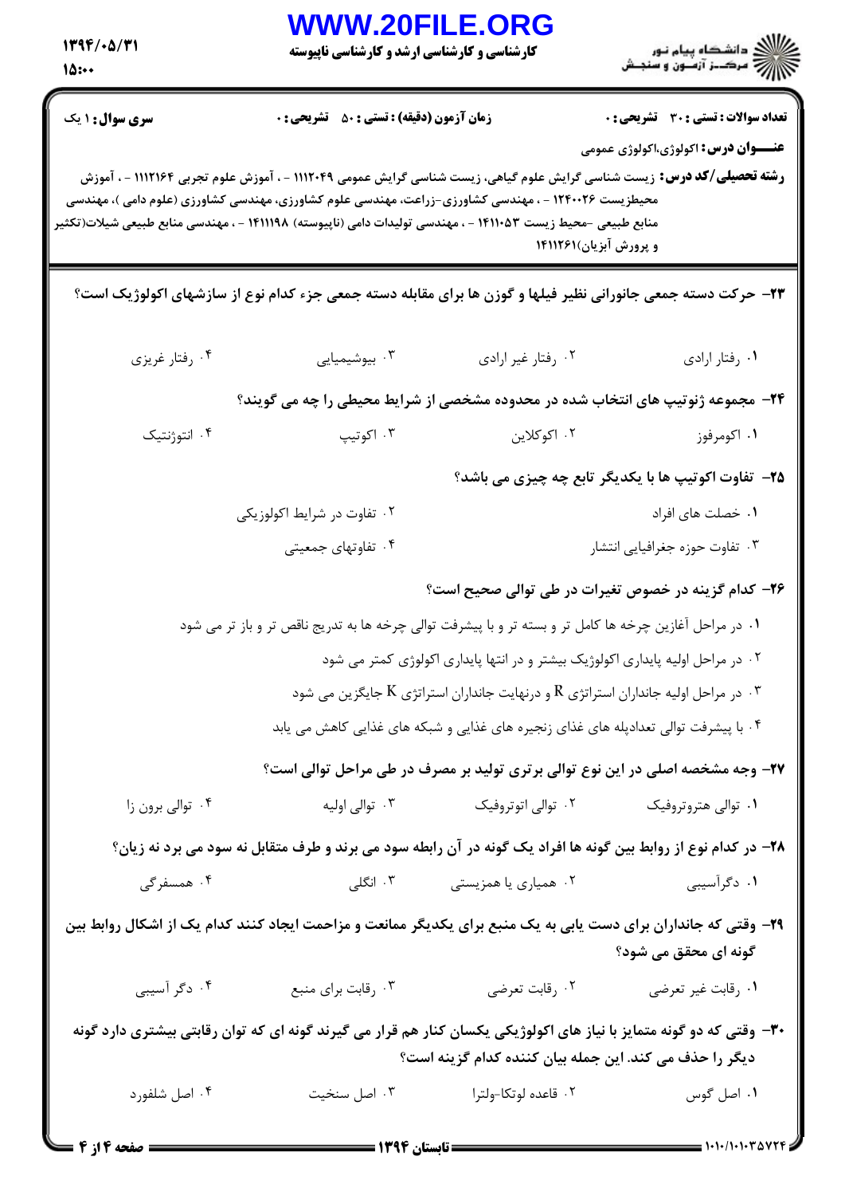**سری سوال:** ۱ یک

**زمان آزمون (دقیقه) : تستی : ۵۰ تشریحی : ۰**

**تعداد سوالات : تستی : ۳۰ تشریحی : ۰**

**عنـــوان درس:** اکولوژی،اکولوژی عمومی

**رشته تحصیلی/کد درس:** زیست شناسی گرایش علوم گیاهی، زیست شناسی گرایش عمومی ۱۱۱۲۰۴۹ - ، آموزش علوم تجربی ۱۱۱۲۱۶۴ - ، آموزش محیطزیست ۱۲۴۰۰۲۶ - ، مهندسی کشاورزی-زراعت، مهندسی علوم کشاورزی، مهندسی کشاورزی (علوم دامی )، مهندسی منابع طبیعی -محیط زیست ۱۴۱۱۰۵۳ - ، مهندسی تولیدات دامی (ناپیوسته) ۱۴۱۱۱۹۸ - ، مهندسی منابع طبیعی شیلات(تکثیر و پرورش آبزیان)۱۴۱۱۲۶۱

**۲۳- حرکت دسته جمعی جانورانی نظیر فیلها و گوزن ها برای مقابله دسته جمعی جزء کدام نوع از سازشهای اکولوژیک است؟**

۱. رفتار ارادی
۲. رفتار غیر ارادی
۳. بیوشیمیایی
۴. رفتار غریزی

**۲۴- مجموعه ژنوتیپ های انتخاب شده در محدوده مشخصی از شرایط محیطی را چه می گویند؟**

۱. اکومرفوز
۲. اکوکلاین
۳. اکوتیپ
۴. انتوژنتیک

**۲۵- تفاوت اکوتیپ ها با یکدیگر تابع چه چیزی می باشد؟**

۱. خصلت های افراد
۲. تفاوت در شرایط اکولوژیکی
۳. تفاوت حوزه جغرافیایی انتشار
۴. تفاوتهای جمعیتی

**۲۶- کدام گزینه در خصوص تغیرات در طی توالی صحیح است؟**

۱. در مراحل آغازین چرخه ها کامل تر و بسته تر و با پیشرفت توالی چرخه ها به تدریج ناقص تر و باز تر می شود
۲. در مراحل اولیه پایداری اکولوژیک بیشتر و در انتها پایداری اکولوژی کمتر می شود
۳. در مراحل اولیه جانداران استراتژی R و درنهایت جانداران استراتژی K جایگزین می شود
۴. با پیشرفت توالی تعدادپله های غذای زنجیره های غذایی و شبکه های غذایی کاهش می یابد

**۲۷- وجه مشخصه اصلی در این نوع توالی برتری تولید بر مصرف در طی مراحل توالی است؟**

۱. توالی هتروتروفیک
۲. توالی اتوتروفیک
۳. توالی اولیه
۴. توالی برون زا

**۲۸- در کدام نوع از روابط بین گونه ها افراد یک گونه در آن رابطه سود می برند و طرف متقابل نه سود می برد نه زیان؟**

۱. دگرآسیبی
۲. همیاری یا همزیستی
۳. انگلی
۴. همسفرگی

**۲۹- وقتی که جانداران برای دست یابی به یک منبع برای یکدیگر ممانعت و مزاحمت ایجاد کنند کدام یک از اشکال روابط بین گونه ای محقق می شود؟**

۱. رقابت غیر تعرضی
۲. رقابت تعرضی
۳. رقابت برای منبع
۴. دگر آسیبی

**۳۰- وقتی که دو گونه متمایز با نیاز های اکولوژیکی یکسان کنار هم قرار می گیرند گونه ای که توان رقابتی بیشتری دارد گونه دیگر را حذف می کند. این جمله بیان کننده کدام گزینه است؟**

۱. اصل گوس
۲. قاعده لوتکا-ولترا
۳. اصل سنخیت
۴. اصل شلفورد